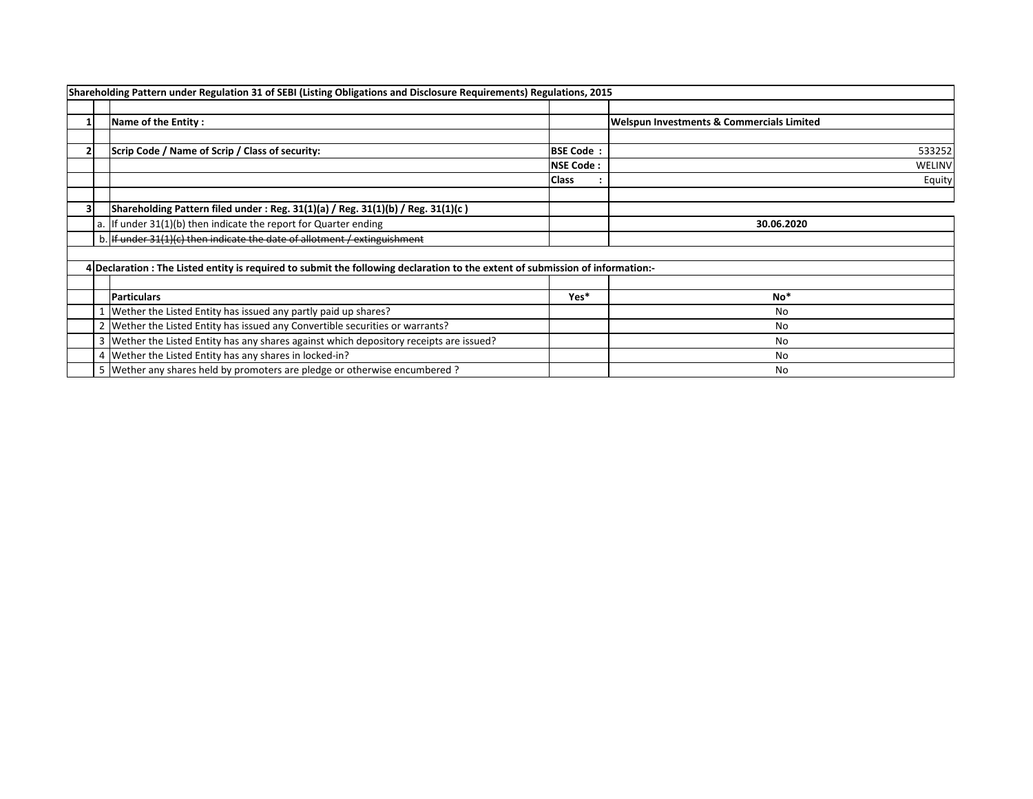| | | Shareholding Pattern under Regulation 31 of SEBI (Listing Obligations and Disclosure Requirements) Regulations, 2015 | | |
|---|---|---|---|---|
| | | | | |
| 1 | | **Name of the Entity :** | | **Welspun Investments & Commercials Limited** |
| | | | | |
| 2 | | **Scrip Code / Name of Scrip / Class of security:** | **BSE Code :** | 533252 |
| | | | **NSE Code :** | WELINV |
| | | | **Class :** | Equity |
| | | | | |
| 3 | | **Shareholding Pattern filed under : Reg. 31(1)(a) / Reg. 31(1)(b) / Reg. 31(1)(c )** | | |
| | a. | If under 31(1)(b) then indicate the report for Quarter ending | | **30.06.2020** |
| | b. | ~~If under 31(1)(c) then indicate the date of allotment / extinguishment~~ | | |
| | | | | |
| 4 | | **Declaration : The Listed entity is required to submit the following declaration to the extent of submission of information:-** | | |
| | | | | |
| | | **Particulars** | **Yes*** | **No*** |
| | 1 | Wether the Listed Entity has issued any partly paid up shares? | | No |
| | 2 | Wether the Listed Entity has issued any Convertible securities or warrants? | | No |
| | 3 | Wether the Listed Entity has any shares against which depository receipts are issued? | | No |
| | 4 | Wether the Listed Entity has any shares in locked-in? | | No |
| | 5 | Wether any shares held by promoters are pledge or otherwise encumbered ? | | No |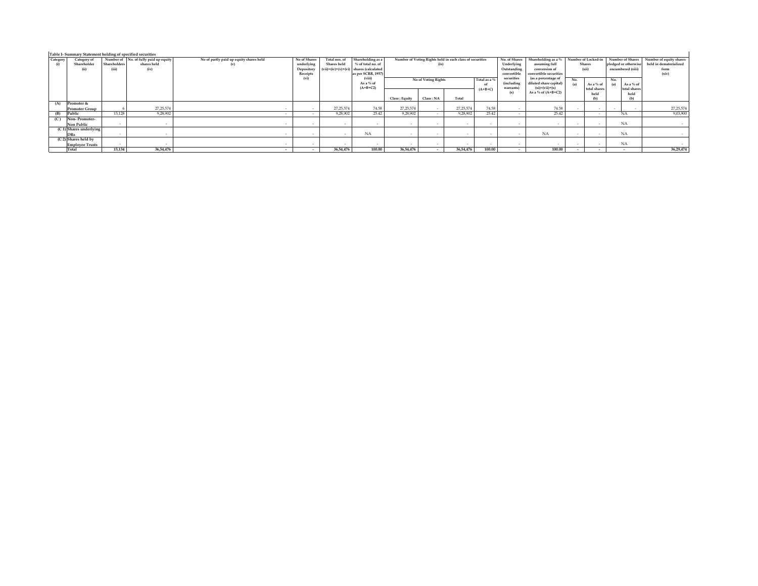**Table I- Summary Statement holding of specified securities**

| Category (i) | Category of Shareholder (ii) | Number of Shareholders (iii) | No. of fully paid up equity shares held (iv) | No of partly paid up equity shares held (v) | No of Shares underlying Depository Receipts (vi) | Total nos. of Shares held (vii)=(iv)+(v)+(vi) | Shareholding as a % of total no. of shares (calculated as per SCRR, 1957) (viii) As a % of (A+B+C2) | Number of Voting Rights held in each class of securities (ix) | | | | No. of Shares Underlying Outstanding convertible securities (including warrants) (x) | Shareholding as a % assuming full conversion of convertible securities (as a percentage of diluted share capital) (xi)=(vii)+(x) As a % of (A+B+C2) | Number of Locked-in Shares (xii) | | Number of Shares pledged or otherwise encumbered (xiii) | | Number of equity shares held in dematerialized form (xiv) |
|---|---|---|---|---|---|---|---|---|---|---|---|---|---|---|---|---|---|---|
| | | | | | | | | No of Voting Rights | | | Total as a % of (A+B+C) | | | No. (a) | As a % of total shares held (b) | No. (a) | As a % of total shares held (b) | |
| | | | | | | | | Class : Equity | Class : NA | Total | | | | | | | | |
| (A) | Promoter & Promoter Group | 6 | 27,25,574 | - | - | 27,25,574 | 74.58 | 27,25,574 | - | 27,25,574 | 74.58 | - | 74.58 | - | - | - | - | 27,25,574 |
| (B) | Public | 15,128 | 9,28,902 | - | - | 9,28,902 | 25.42 | 9,28,902 | - | 9,28,902 | 25.42 | - | 25.42 | | - | NA | | 9,03,900 |
| (C ) | Non- Promoter-Non Public | - | - | - | - | - | - | - | - | - | - | - | - | - | - | NA | | - |
| (C 1) | Shares underlying DRs | - | - | - | - | - | NA | - | - | - | - | - | NA | - | - | NA | | - |
| (C 2) | Shares held by Employee Trusts | - | - | - | - | - | - | - | - | - | - | - | - | - | - | NA | | - |
| | Total | 15,134 | 36,54,476 | - | - | 36,54,476 | 100.00 | 36,54,476 | - | 36,54,476 | 100.00 | - | 100.00 | - | - | - | | 36,29,474 |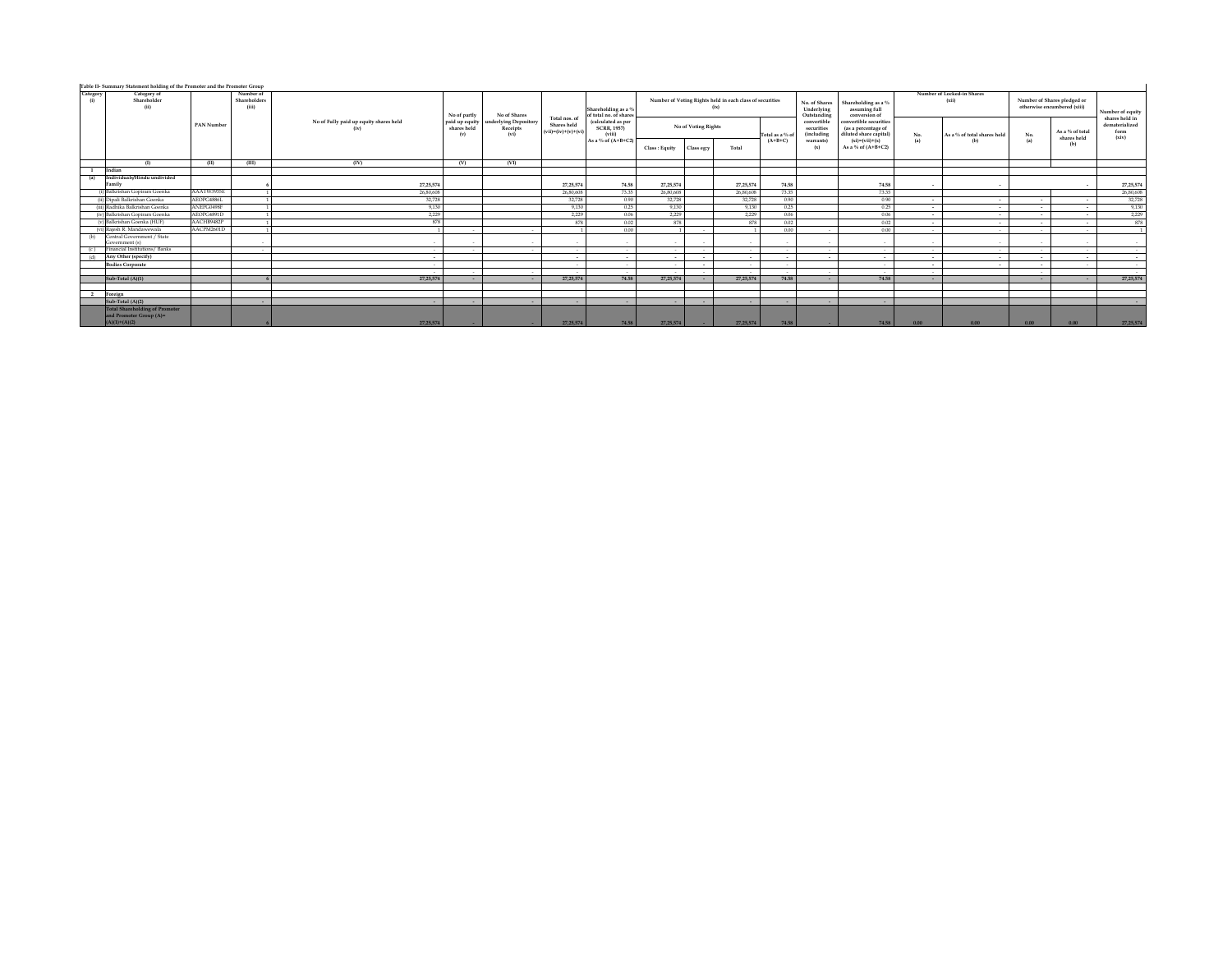Table II- Summary Statement holding of the Promoter and the Promoter Group

| Category (i) | Category of Shareholder (ii) | PAN Number | Number of Shareholders (iii) | No of Fully paid up equity shares held (iv) | No of partly paid up equity shares held (v) | No of Shares underlying Depository Receipts (vi) | Total nos. of Shares held (vii)=(iv)+(v)+(vi) | Shareholding as a % of total no. of shares (calculated as per SCRR, 1957) (viii) As a % of (A+B+C2) | Number of Voting Rights held in each class of securities (ix) | | | | No. of Shares Underlying Outstanding convertible securities (including warrants) (x) | Shareholding as a % assuming full conversion of convertible securities (as a percentage of diluted share capital) (xi)=(vii)+(x) As a % of (A+B+C2) | Number of Locked-in Shares (xii) | | Number of Shares pledged or otherwise encumbered (xiii) | | Number of equity shares held in dematerialized form (xiv) |
|---|---|---|---|---|---|---|---|---|---|---|---|---|---|---|---|---|---|---|---|
| | | | | | | | | | No of Voting Rights | | | Total as a % of (A+B+C) | | | No. (a) | As a % of total shares held (b) | No. (a) | As a % of total shares held (b) | |
| | | | | | | | | | Class : Equity | Class egy | Total | | | | | | | | |
| | (I) | (II) | (III) | (IV) | (V) | (VI) | | | | | | | | | | | | | |
| 1 | Indian | | | | | | | | | | | | | | | | | | |
| (a) | Individuals/Hindu undivided Family | | 6 | 27,25,574 | | | 27,25,574 | 74.58 | 27,25,574 | | 27,25,574 | 74.58 | | 74.58 | - | - | | - | 27,25,574 |
| | (i) Balkrishan Gopiram Goenka | AAATW3955E | 1 | 26,80,608 | | | 26,80,608 | 73.35 | 26,80,608 | | 26,80,608 | 73.35 | | 73.35 | | | | | 26,80,608 |
| | (ii) Dipali Balkrishan Goenka | AEOPG4886L | 1 | 32,728 | | | 32,728 | 0.90 | 32,728 | | 32,728 | 0.90 | | 0.90 | - | - | - | - | 32,728 |
| | (iii) Radhika Balkrishan Goenka | ANEPG0498F | 1 | 9,130 | | | 9,130 | 0.25 | 9,130 | | 9,130 | 0.25 | | 0.25 | - | - | - | - | 9,130 |
| | (iv) Balkrishan Gopiram Goenka | AEOPG4891D | 1 | 2,229 | | | 2,229 | 0.06 | 2,229 | | 2,229 | 0.06 | | 0.06 | - | - | - | - | 2,229 |
| | (v) Balkrishan Goenka (HUF) | AACHB9482P | 1 | 878 | | | 878 | 0.02 | 878 | | 878 | 0.02 | | 0.02 | - | - | - | - | 878 |
| | (vi) Rajesh R. Mandawewala | AACPM2601D | 1 | 1 | - | - | 1 | 0.00 | 1 | - | 1 | 0.00 | - | 0.00 | - | - | - | - | 1 |
| (b) | Central Government / State Government (s) | | - | - | - | - | - | - | - | - | - | - | - | - | - | - | - | - | - |
| (c) | Financial Institutions/ Banks | | - | - | - | - | - | - | - | - | - | - | - | - | - | - | - | - | - |
| (d) | Any Other (specify) | | | - | | | - | - | - | - | - | - | - | - | - | - | - | - | - |
| | Bodies Corporate | | | - | | | - | - | - | - | - | - | | - | - | - | - | - | - |
| | | | | - | - | - | - | - | - | - | - | - | - | - | - | | - | | - |
| | Sub-Total (A)(1) | | 6 | 27,25,574 | - | - | 27,25,574 | 74.58 | 27,25,574 | - | 27,25,574 | 74.58 | - | 74.58 | - | | - | - | 27,25,574 |
| | | | | | | | | | | | | | | | | | | | |
| 2 | Foreign | | | | | | | | | | | | | | | | | | |
| | Sub-Total (A)(2) | | - | - | - | - | - | - | - | - | - | - | - | - | | | | | - |
| | Total Shareholding of Promoter and Promoter Group (A)= (A)(1)+(A)(2) | | 6 | 27,25,574 | - | - | 27,25,574 | 74.58 | 27,25,574 | - | 27,25,574 | 74.58 | - | 74.58 | 0.00 | 0.00 | 0.00 | 0.00 | 27,25,574 |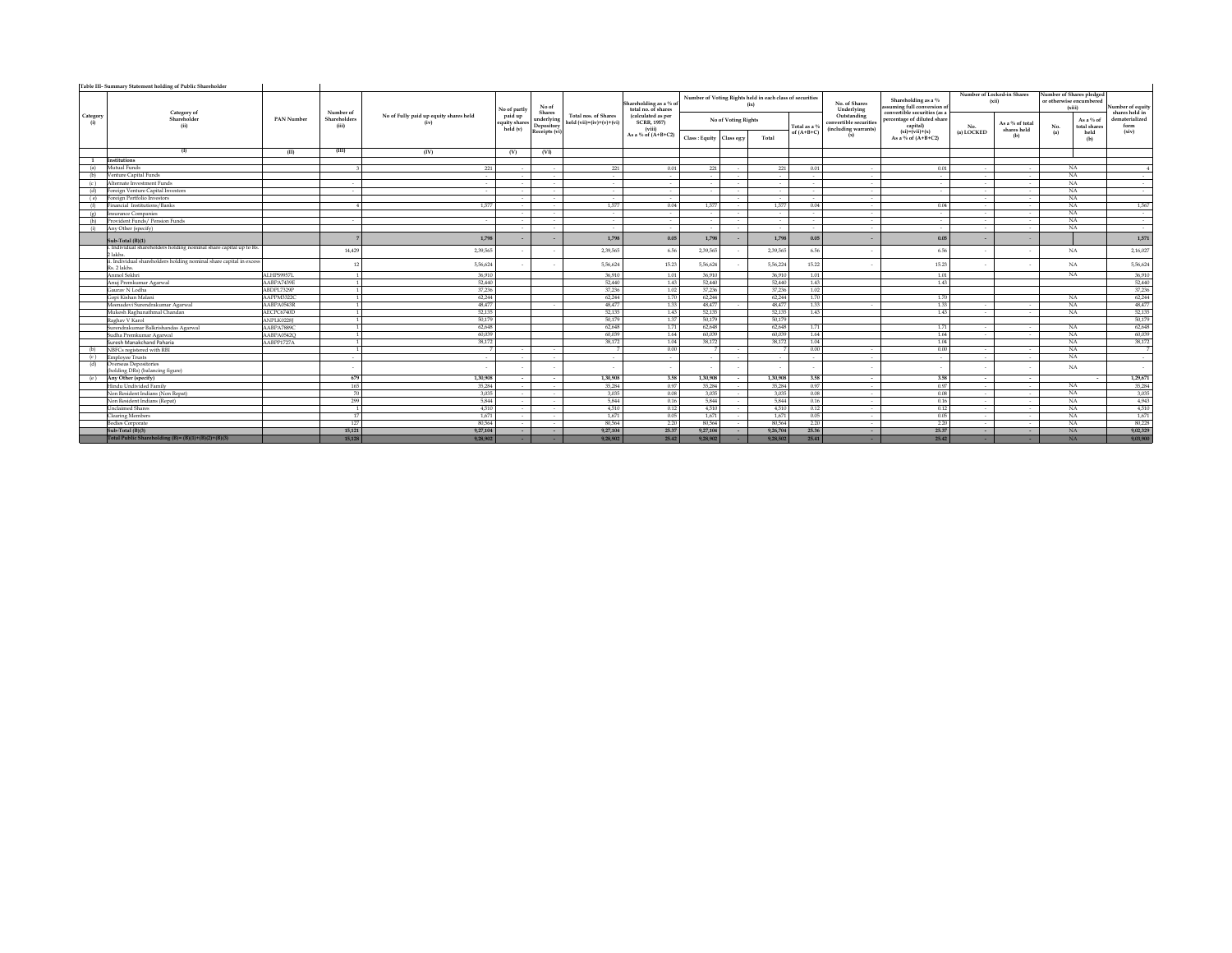**Table III- Summary Statement holding of Public Shareholder**

| Category (i) | Category of Shareholder (ii) | PAN Number | Number of Shareholders (iii) | No of Fully paid up equity shares held (iv) | No of partly paid up equity shares held (v) | No of Shares underlying Depository Receipts (vi) | Total nos. of Shares held (vii)=(iv)+(v)+(vi) | Shareholding as a % of total no. of shares (calculated as per SCRR, 1957) (viii) As a % of (A+B+C2) | Number of Voting Rights held in each class of securities (ix) | | | | No. of Shares Underlying Outstanding convertible securities (including warrants) (x) | Shareholding as a % assuming full conversion of convertible securities (as a percentage of diluted share capital) (xi)=(vii)+(x) As a % of (A+B+C2) | Number of Locked-in Shares (xii) | | Number of Shares pledged or otherwise encumbered (xiii) | | Number of equity shares held in dematerialized form (xiv) |
|---|---|---|---|---|---|---|---|---|---|---|---|---|---|---|---|---|---|---|---|
| | | | | | | | | | No of Voting Rights | | | Total as a % of (A+B+C) | | | No. (a) LOCKED | As a % of total shares held (b) | No. (a) | As a % of total shares held (b) | |
| | | | | | | | | | Class : Equity | Class egy | Total | | | | | | | | |
| | (I) | (II) | (III) | (IV) | (V) | (VI) | | | | | | | | | | | | | |
| 1 | Institutions | | | | | | | | | | | | | | | | | | |
| (a) | Mutual Funds | | 3 | 221 | - | - | 221 | 0.01 | 221 | - | 221 | 0.01 | - | 0.01 | - | - | NA | | 4 |
| (b) | Venture Capital Funds | | | - | - | - | - | - | - | - | - | - | - | - | - | - | NA | | - |
| (c) | Alternate Investment Funds | | - | - | - | - | - | - | - | - | - | - | - | - | - | - | NA | | - |
| (d) | Foreign Venture Capital Investors | | - | - | - | - | - | - | - | - | - | - | - | - | - | - | NA | | - |
| (e) | Foreign Portfolio Investors | | | | - | - | - | - | - | - | - | - | - | | - | - | NA | | |
| (f) | Financial Institutions/Banks | | 4 | 1,577 | - | - | 1,577 | 0.04 | 1,577 | - | 1,577 | 0.04 | - | 0.04 | - | - | NA | | 1,567 |
| (g) | Insurance Companies | | | | - | - | - | - | - | - | - | - | - | - | - | - | NA | | - |
| (h) | Provident Funds/ Pension Funds | | - | - | - | - | - | - | - | - | - | - | - | - | - | - | NA | | - |
| (i) | Any Other (specify) | | | | - | - | - | - | - | - | - | - | - | - | - | - | NA | | - |
| | Sub-Total (B)(1) | | 7 | 1,798 | - | - | 1,798 | 0.05 | 1,798 | - | 1,798 | 0.05 | - | 0.05 | - | - | | | 1,571 |
| | i. Individual shareholders holding nominal share capital up to Rs. 2 lakhs. | | 14,429 | 2,39,565 | - | - | 2,39,565 | 6.56 | 2,39,565 | - | 2,39,565 | 6.56 | - | 6.56 | - | - | NA | | 2,16,027 |
| | ii. Individual shareholders holding nominal share capital in excess Rs. 2 lakhs. | | 12 | 5,56,624 | - | - | 5,56,624 | 15.23 | 5,56,624 | - | 5,56,224 | 15.22 | - | 15.23 | - | - | NA | | 5,56,624 |
| | Anmol Sekhri | ALHPS9957L | 1 | 36,910 | | | 36,910 | 1.01 | 36,910 | | 36,910 | 1.01 | | 1.01 | | | NA | | 36,910 |
| | Anuj Premkumar Agarwal | AABPA7439E | 1 | 52,440 | | | 52,440 | 1.43 | 52,440 | | 52,440 | 1.43 | | 1.43 | | | | | 52,440 |
| | Gaurav N Lodha | ABDPL7329P | 1 | 37,236 | | | 37,236 | 1.02 | 37,236 | | 37,236 | 1.02 | | | | | | | 37,236 |
| | Gopi Kishan Malani | AAPPM3322C | 1 | 62,244 | | | 62,244 | 1.70 | 62,244 | | 62,244 | 1.70 | | 1.70 | | | NA | | 62,244 |
| | Meenadevi Surendrakumar Agarwal | AABPA0543R | 1 | 48,477 | | - | 48,477 | 1.33 | 48,477 | - | 48,477 | 1.33 | - | 1.33 | - | - | NA | | 48,477 |
| | Mukesh Raghunathmal Chandan | AECPC6740D | 1 | 52,135 | | | 52,135 | 1.43 | 52,135 | | 52,135 | 1.43 | | 1.43 | - | - | NA | | 52,135 |
| | Raghav V Karol | ANPLK0228J | 1 | 50,179 | | | 50,179 | 1.37 | 50,179 | | 50,179 | | | | | | | | 50,179 |
| | Surendrakumar Balkrishandas Agarwal | AABPA7889C | 1 | 62,648 | | | 62,648 | 1.71 | 62,648 | | 62,648 | 1.71 | | 1.71 | - | - | NA | | 62,648 |
| | Sudha Premkumar Agarwal | AABPA0542Q | 1 | 60,039 | | | 60,039 | 1.64 | 60,039 | | 60,039 | 1.64 | | 1.64 | - | - | NA | | 60,039 |
| | Suresh Manakchand Paharia | AABPP1727A | 1 | 38,172 | | | 38,172 | 1.04 | 38,172 | | 38,172 | 1.04 | | 1.04 | | | NA | | 38,172 |
| (b) | NBFCs registered with RBI | | 1 | 7 | - | - | 7 | 0.00 | 7 | - | 7 | 0.00 | - | 0.00 | - | - | NA | | 7 |
| (c) | Employee Trusts | | - | - | - | - | - | - | - | - | - | - | - | - | - | - | NA | | - |
| (d) | Overseas Depositories (holding DRs) (balancing figure) | | - | - | - | - | - | - | - | - | - | - | - | - | - | - | NA | | - |
| (e) | Any Other (specify) | | 679 | 1,30,908 | - | - | 1,30,908 | 3.58 | 1,30,908 | - | 1,30,908 | 3.58 | - | 3.58 | - | - | | - | 1,29,671 |
| | Hindu Undivided Family | | 165 | 35,284 | - | - | 35,284 | 0.97 | 35,284 | - | 35,284 | 0.97 | - | 0.97 | - | - | NA | | 35,284 |
| | Non Resident Indians (Non Repat) | | 70 | 3,035 | - | - | 3,035 | 0.08 | 3,035 | - | 3,035 | 0.08 | - | 0.08 | - | - | NA | | 3,035 |
| | Non Resident Indians (Repat) | | 299 | 5,844 | - | - | 5,844 | 0.16 | 5,844 | - | 5,844 | 0.16 | - | 0.16 | - | - | NA | | 4,943 |
| | Unclaimed Shares | | 1 | 4,510 | - | - | 4,510 | 0.12 | 4,510 | - | 4,510 | 0.12 | - | 0.12 | - | - | NA | | 4,510 |
| | Clearing Members | | 17 | 1,671 | - | - | 1,671 | 0.05 | 1,671 | - | 1,671 | 0.05 | - | 0.05 | - | - | NA | | 1,671 |
| | Bodies Corporate | | 127 | 80,564 | - | - | 80,564 | 2.20 | 80,564 | - | 80,564 | 2.20 | - | 2.20 | - | - | NA | | 80,228 |
| | Sub-Total (B)(3) | | 15,121 | 9,27,104 | - | - | 9,27,104 | 25.37 | 9,27,104 | - | 9,26,704 | 25.36 | - | 25.37 | - | - | NA | | 9,02,329 |
| | Total Public Shareholding (B)= (B)(1)+(B)(2)+(B)(3) | | 15,128 | 9,28,902 | - | - | 9,28,902 | 25.42 | 9,28,902 | - | 9,28,502 | 25.41 | - | 25.42 | - | - | NA | | 9,03,900 |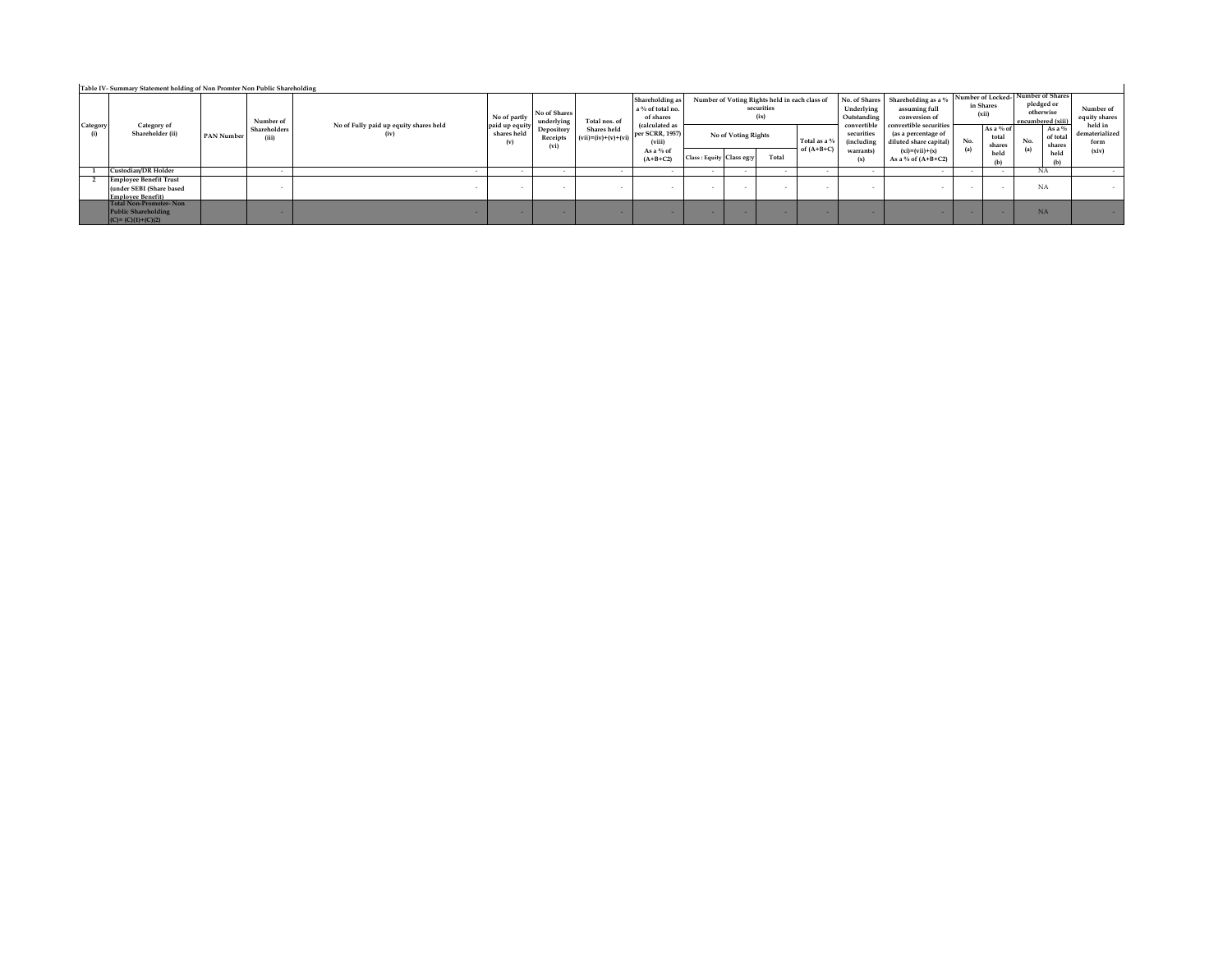**Table IV- Summary Statement holding of Non Promter Non Public Shareholding**

| Category (i) | Category of Shareholder (ii) | PAN Number | Number of Shareholders (iii) | No of Fully paid up equity shares held (iv) | No of partly paid up equity shares held (v) | No of Shares underlying Depository Receipts (vi) | Total nos. of Shares held (vii)=(iv)+(v)+(vi) | Shareholding as a % of total no. of shares (calculated as per SCRR, 1957) (viii) As a % of (A+B+C2) | Number of Voting Rights held in each class of securities (ix) | | | | No. of Shares Underlying Outstanding convertible securities (including warrants) (x) | Shareholding as a % assuming full conversion of convertible securities (as a percentage of diluted share capital) (xi)=(vii)+(x) As a % of (A+B+C2) | Number of Locked-in Shares (xii) | | Number of Shares pledged or otherwise encumbered (xiii) | | Number of equity shares held in dematerialized form (xiv) |
|---|---|---|---|---|---|---|---|---|---|---|---|---|---|---|---|---|---|---|---|
| | | | | | | | | | No of Voting Rights | | | Total as a % of (A+B+C) | | | No. (a) | As a % of total shares held (b) | No. (a) | As a % of total shares held (b) | |
| | | | | | | | | | Class : Equity | Class eg:y | Total | | | | | | | | |
| 1 | Custodian/DR Holder | | - | - | - | - | - | - | - | - | - | - | - | - | - | - | NA | | - |
| 2 | Employee Benefit Trust (under SEBI (Share based Employee Benefit) | | - | - | - | - | - | - | - | - | - | - | - | - | - | - | NA | | - |
| | **Total Non-Promoter- Non Public Shareholding (C)= (C)(1)+(C)(2)** | | - | - | - | - | - | - | - | - | - | - | - | - | - | - | NA | | - |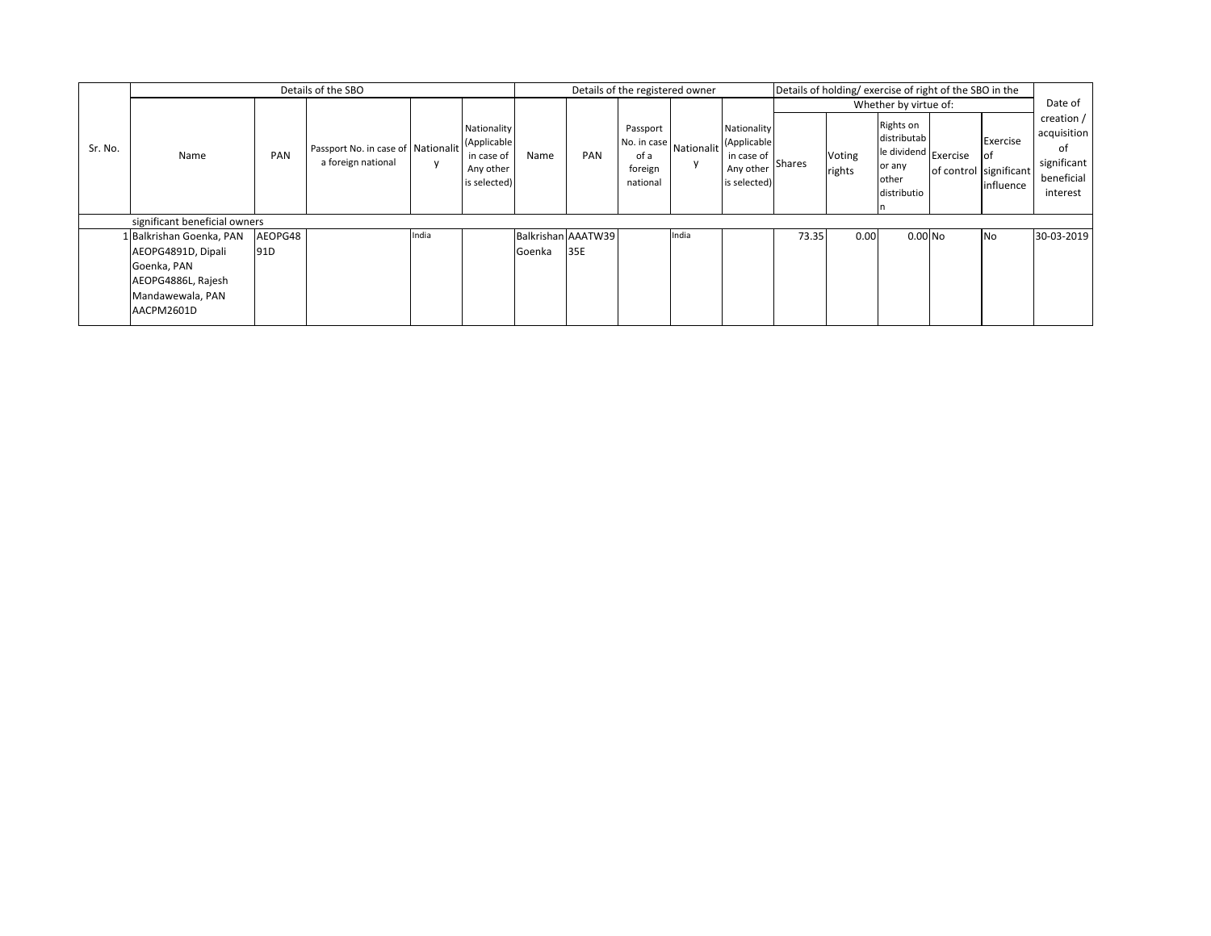| Sr. No. | Details of the SBO | | | | | Details of the registered owner | | | | | Details of holding/ exercise of right of the SBO in the | | | | | Date of creation / acquisition of significant beneficial interest |
|---|---|---|---|---|---|---|---|---|---|---|---|---|---|---|---|---|
| | | | | | | | | | | | Whether by virtue of: | | | | | |
| | Name | PAN | Passport No. in case of a foreign national | Nationality | Nationality (Applicable in case of Any other is selected) | Name | PAN | Passport No. in case of a foreign national | Nationality | Nationality (Applicable in case of Any other is selected) | Shares | Voting rights | Rights on distributable dividend or any other distribution | Exercise of control | Exercise of significant influence | |
| | significant beneficial owners | | | | | | | | | | | | | | | |
| 1 | Balkrishan Goenka, PAN AEOPG4891D, Dipali Goenka, PAN AEOPG4886L, Rajesh Mandawewala, PAN AACPM2601D | AEOPG4891D | | India | | Balkrishan Goenka | AAATW3935E | | India | | 73.35 | 0.00 | 0.00 | No | No | 30-03-2019 |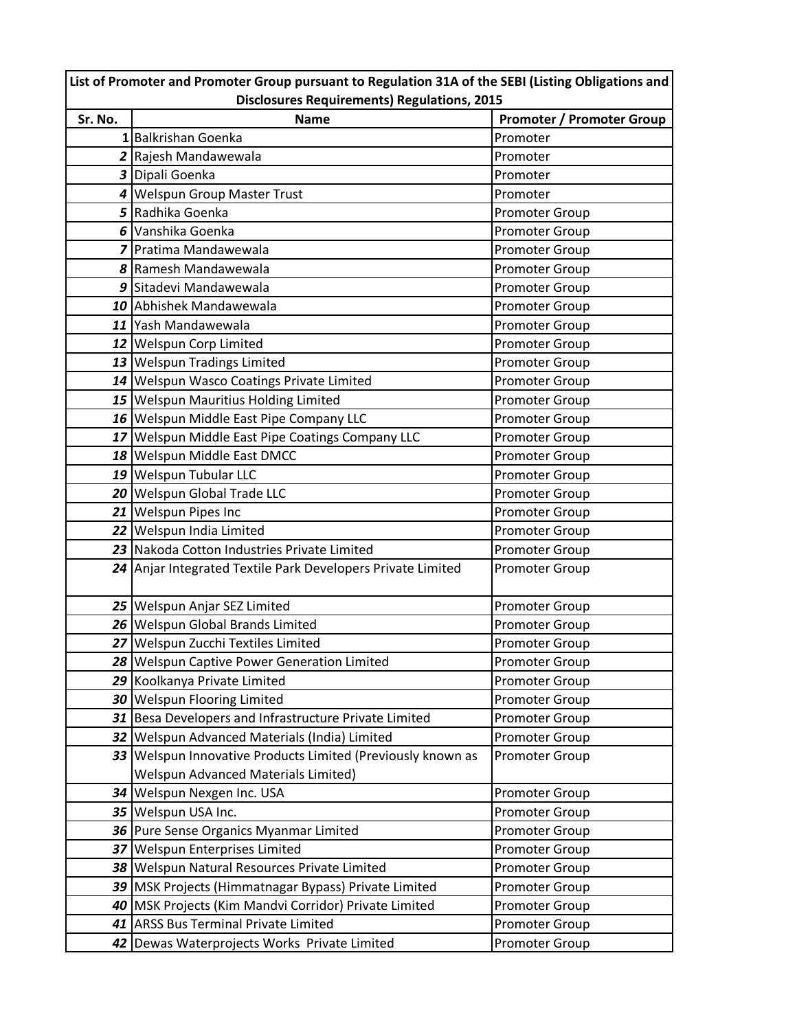**List of Promoter and Promoter Group pursuant to Regulation 31A of the SEBI (Listing Obligations and Disclosures Requirements) Regulations, 2015**

| Sr. No. | Name | Promoter / Promoter Group |
|---|---|---|
| 1 | Balkrishan Goenka | Promoter |
| 2 | Rajesh Mandawewala | Promoter |
| 3 | Dipali Goenka | Promoter |
| 4 | Welspun Group Master Trust | Promoter |
| 5 | Radhika Goenka | Promoter Group |
| 6 | Vanshika Goenka | Promoter Group |
| 7 | Pratima Mandawewala | Promoter Group |
| 8 | Ramesh Mandawewala | Promoter Group |
| 9 | Sitadevi Mandawewala | Promoter Group |
| 10 | Abhishek Mandawewala | Promoter Group |
| 11 | Yash Mandawewala | Promoter Group |
| 12 | Welspun Corp Limited | Promoter Group |
| 13 | Welspun Tradings Limited | Promoter Group |
| 14 | Welspun Wasco Coatings Private Limited | Promoter Group |
| 15 | Welspun Mauritius Holding Limited | Promoter Group |
| 16 | Welspun Middle East Pipe Company LLC | Promoter Group |
| 17 | Welspun Middle East Pipe Coatings Company LLC | Promoter Group |
| 18 | Welspun Middle East DMCC | Promoter Group |
| 19 | Welspun Tubular LLC | Promoter Group |
| 20 | Welspun Global Trade LLC | Promoter Group |
| 21 | Welspun Pipes Inc | Promoter Group |
| 22 | Welspun India Limited | Promoter Group |
| 23 | Nakoda Cotton Industries Private Limited | Promoter Group |
| 24 | Anjar Integrated Textile Park Developers Private Limited | Promoter Group |
| 25 | Welspun Anjar SEZ Limited | Promoter Group |
| 26 | Welspun Global Brands Limited | Promoter Group |
| 27 | Welspun Zucchi Textiles Limited | Promoter Group |
| 28 | Welspun Captive Power Generation Limited | Promoter Group |
| 29 | Koolkanya Private Limited | Promoter Group |
| 30 | Welspun Flooring Limited | Promoter Group |
| 31 | Besa Developers and Infrastructure Private Limited | Promoter Group |
| 32 | Welspun Advanced Materials (India) Limited | Promoter Group |
| 33 | Welspun Innovative Products Limited (Previously known as Welspun Advanced Materials Limited) | Promoter Group |
| 34 | Welspun Nexgen Inc. USA | Promoter Group |
| 35 | Welspun USA Inc. | Promoter Group |
| 36 | Pure Sense Organics Myanmar Limited | Promoter Group |
| 37 | Welspun Enterprises Limited | Promoter Group |
| 38 | Welspun Natural Resources Private Limited | Promoter Group |
| 39 | MSK Projects (Himmatnagar Bypass) Private Limited | Promoter Group |
| 40 | MSK Projects (Kim Mandvi Corridor) Private Limited | Promoter Group |
| 41 | ARSS Bus Terminal Private Limited | Promoter Group |
| 42 | Dewas Waterprojects Works Private Limited | Promoter Group |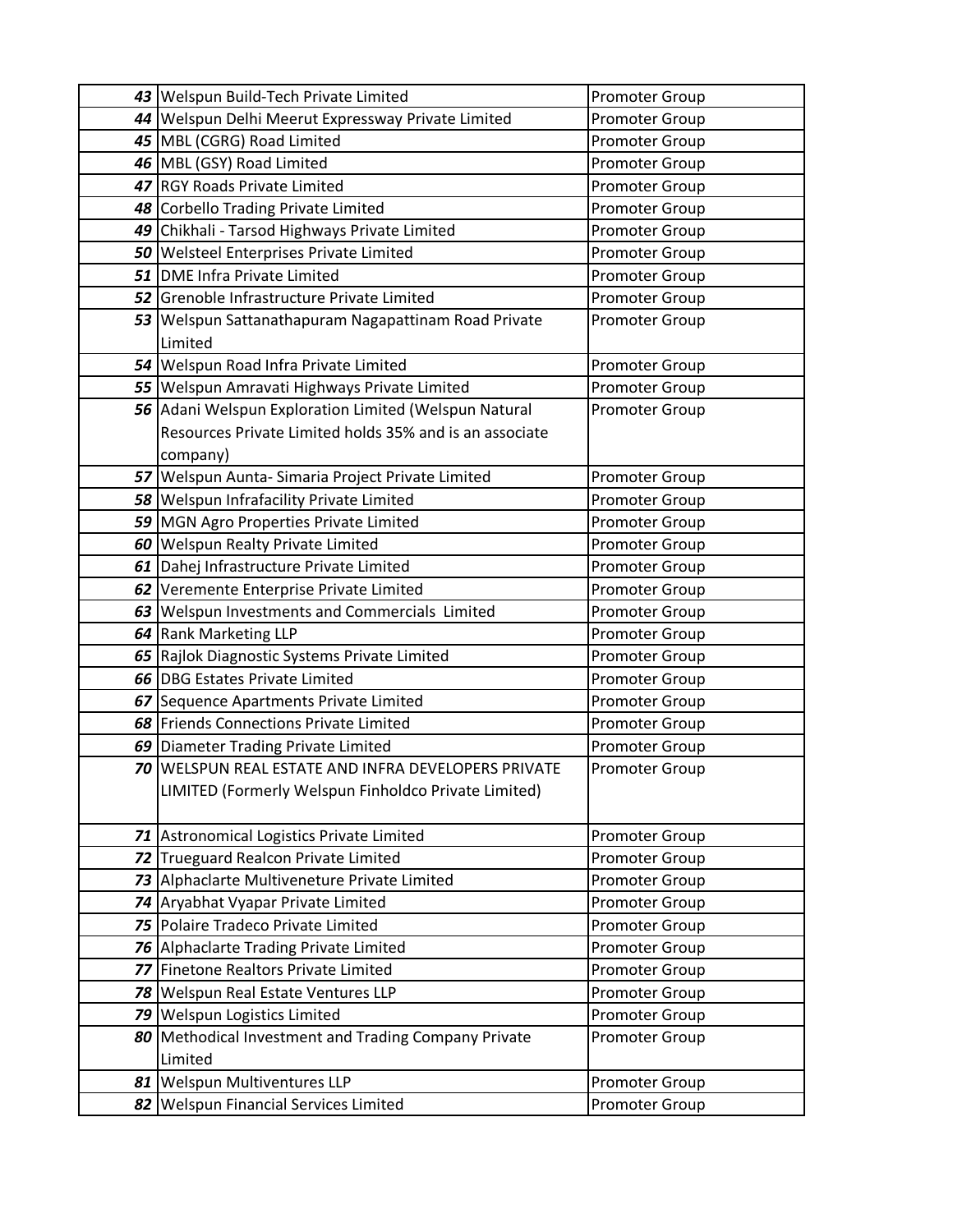| | | |
|---|---|---|
| **43** | Welspun Build-Tech Private Limited | Promoter Group |
| **44** | Welspun Delhi Meerut Expressway Private Limited | Promoter Group |
| **45** | MBL (CGRG) Road Limited | Promoter Group |
| **46** | MBL (GSY) Road Limited | Promoter Group |
| **47** | RGY Roads Private Limited | Promoter Group |
| **48** | Corbello Trading Private Limited | Promoter Group |
| **49** | Chikhali - Tarsod Highways Private Limited | Promoter Group |
| **50** | Welsteel Enterprises Private Limited | Promoter Group |
| **51** | DME Infra Private Limited | Promoter Group |
| **52** | Grenoble Infrastructure Private Limited | Promoter Group |
| **53** | Welspun Sattanathapuram Nagapattinam Road Private Limited | Promoter Group |
| **54** | Welspun Road Infra Private Limited | Promoter Group |
| **55** | Welspun Amravati Highways Private Limited | Promoter Group |
| **56** | Adani Welspun Exploration Limited (Welspun Natural Resources Private Limited holds 35% and is an associate company) | Promoter Group |
| **57** | Welspun Aunta- Simaria Project Private Limited | Promoter Group |
| **58** | Welspun Infrafacility Private Limited | Promoter Group |
| **59** | MGN Agro Properties Private Limited | Promoter Group |
| **60** | Welspun Realty Private Limited | Promoter Group |
| **61** | Dahej Infrastructure Private Limited | Promoter Group |
| **62** | Veremente Enterprise Private Limited | Promoter Group |
| **63** | Welspun Investments and Commercials Limited | Promoter Group |
| **64** | Rank Marketing LLP | Promoter Group |
| **65** | Rajlok Diagnostic Systems Private Limited | Promoter Group |
| **66** | DBG Estates Private Limited | Promoter Group |
| **67** | Sequence Apartments Private Limited | Promoter Group |
| **68** | Friends Connections Private Limited | Promoter Group |
| **69** | Diameter Trading Private Limited | Promoter Group |
| **70** | WELSPUN REAL ESTATE AND INFRA DEVELOPERS PRIVATE LIMITED (Formerly Welspun Finholdco Private Limited) | Promoter Group |
| **71** | Astronomical Logistics Private Limited | Promoter Group |
| **72** | Trueguard Realcon Private Limited | Promoter Group |
| **73** | Alphaclarte Multiveneture Private Limited | Promoter Group |
| **74** | Aryabhat Vyapar Private Limited | Promoter Group |
| **75** | Polaire Tradeco Private Limited | Promoter Group |
| **76** | Alphaclarte Trading Private Limited | Promoter Group |
| **77** | Finetone Realtors Private Limited | Promoter Group |
| **78** | Welspun Real Estate Ventures LLP | Promoter Group |
| **79** | Welspun Logistics Limited | Promoter Group |
| **80** | Methodical Investment and Trading Company Private Limited | Promoter Group |
| **81** | Welspun Multiventures LLP | Promoter Group |
| **82** | Welspun Financial Services Limited | Promoter Group |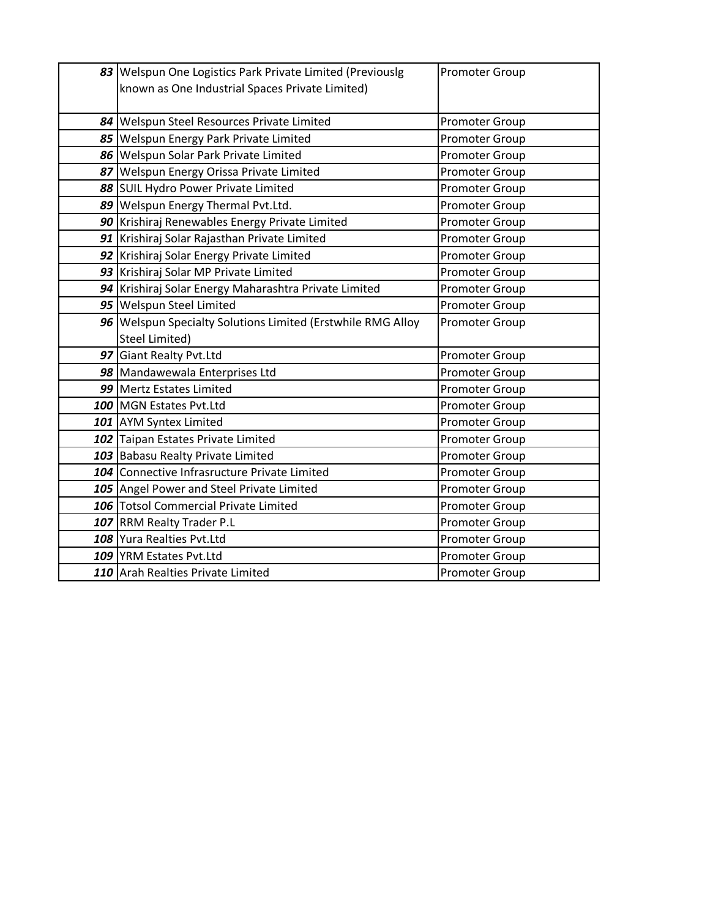| | | |
|---|---|---|
| ***83*** | Welspun One Logistics Park Private Limited (Previouslg known as One Industrial Spaces Private Limited) | Promoter Group |
| ***84*** | Welspun Steel Resources Private Limited | Promoter Group |
| ***85*** | Welspun Energy Park Private Limited | Promoter Group |
| ***86*** | Welspun Solar Park Private Limited | Promoter Group |
| ***87*** | Welspun Energy Orissa Private Limited | Promoter Group |
| ***88*** | SUIL Hydro Power Private Limited | Promoter Group |
| ***89*** | Welspun Energy Thermal Pvt.Ltd. | Promoter Group |
| ***90*** | Krishiraj Renewables Energy Private Limited | Promoter Group |
| ***91*** | Krishiraj Solar Rajasthan Private Limited | Promoter Group |
| ***92*** | Krishiraj Solar Energy Private Limited | Promoter Group |
| ***93*** | Krishiraj Solar MP Private Limited | Promoter Group |
| ***94*** | Krishiraj Solar Energy Maharashtra Private Limited | Promoter Group |
| ***95*** | Welspun Steel Limited | Promoter Group |
| ***96*** | Welspun Specialty Solutions Limited (Erstwhile RMG Alloy Steel Limited) | Promoter Group |
| ***97*** | Giant Realty Pvt.Ltd | Promoter Group |
| ***98*** | Mandawewala Enterprises Ltd | Promoter Group |
| ***99*** | Mertz Estates Limited | Promoter Group |
| ***100*** | MGN Estates Pvt.Ltd | Promoter Group |
| ***101*** | AYM Syntex Limited | Promoter Group |
| ***102*** | Taipan Estates Private Limited | Promoter Group |
| ***103*** | Babasu Realty Private Limited | Promoter Group |
| ***104*** | Connective Infrasructure Private Limited | Promoter Group |
| ***105*** | Angel Power and Steel Private Limited | Promoter Group |
| ***106*** | Totsol Commercial Private Limited | Promoter Group |
| ***107*** | RRM Realty Trader P.L | Promoter Group |
| ***108*** | Yura Realties Pvt.Ltd | Promoter Group |
| ***109*** | YRM Estates Pvt.Ltd | Promoter Group |
| ***110*** | Arah Realties Private Limited | Promoter Group |